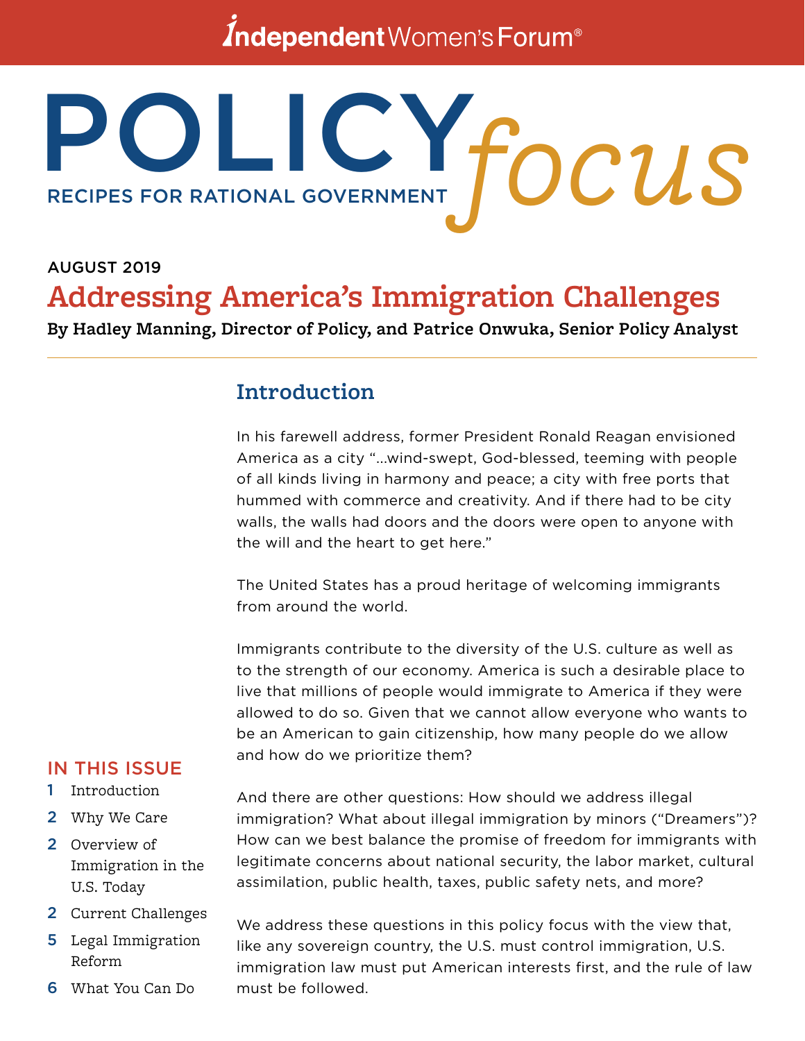Independent Women's Forum®

# POLICY *focus*

RECIPES FOR RATIONAL GOVERNMENT

AUGUST 2019

## Addressing America's Immigration Challenges

**By Hadley Manning, Director of Policy, and Patrice Onwuka, Senior Policy Analyst**

### Introduction

In his farewell address, former President Ronald Reagan envisioned America as a city "…wind-swept, God-blessed, teeming with people of all kinds living in harmony and peace; a city with free ports that hummed with commerce and creativity. And if there had to be city walls, the walls had doors and the doors were open to anyone with the will and the heart to get here."

The United States has a proud heritage of welcoming immigrants from around the world.

Immigrants contribute to the diversity of the U.S. culture as well as to the strength of our economy. America is such a desirable place to live that millions of people would immigrate to America if they were allowed to do so. Given that we cannot allow everyone who wants to be an American to gain citizenship, how many people do we allow and how do we prioritize them?

And there are other questions: How should we address illegal immigration? What about illegal immigration by minors ("Dreamers")? How can we best balance the promise of freedom for immigrants with legitimate concerns about national security, the labor market, cultural assimilation, public health, taxes, public safety nets, and more?

We address these questions in this policy focus with the view that, like any sovereign country, the U.S. must control immigration, U.S. immigration law must put American interests first, and the rule of law must be followed.

**IN THIS ISSUE**

1 Introduction
2 Why We Care
2 Overview of Immigration in the U.S. Today
2 Current Challenges
5 Legal Immigration Reform
6 What You Can Do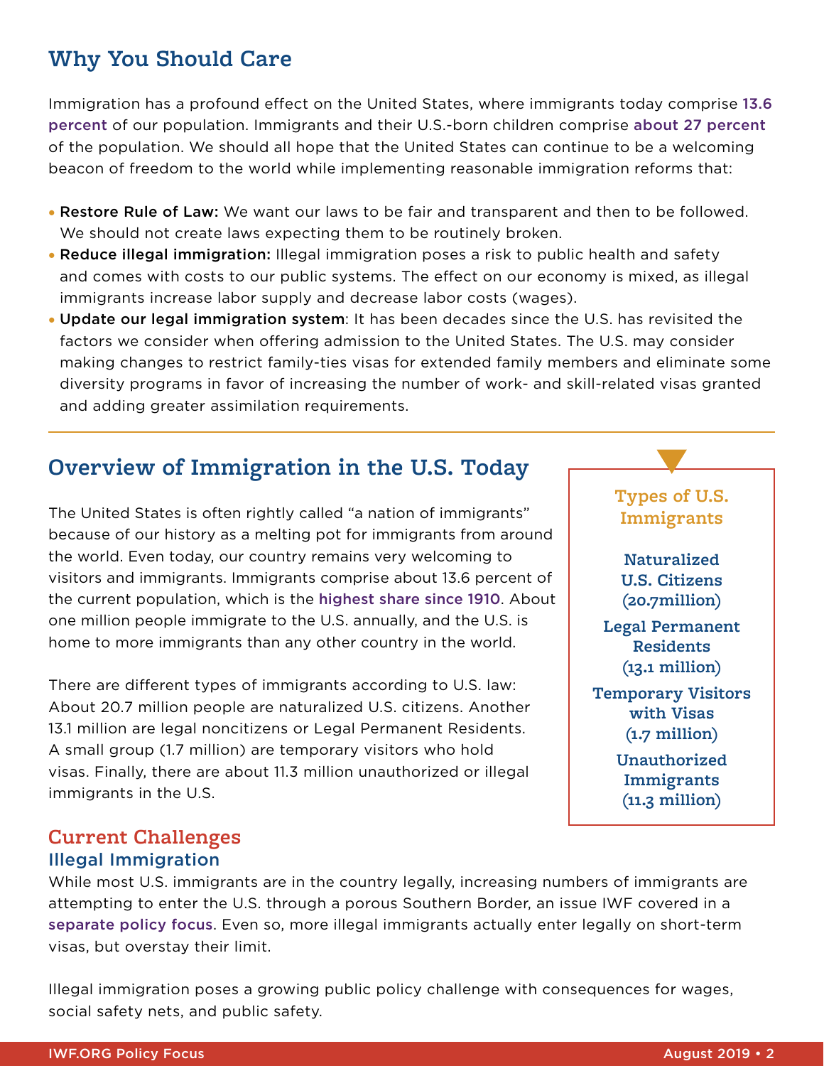## Why You Should Care

Immigration has a profound effect on the United States, where immigrants today comprise 13.6 percent of our population. Immigrants and their U.S.-born children comprise about 27 percent of the population. We should all hope that the United States can continue to be a welcoming beacon of freedom to the world while implementing reasonable immigration reforms that:

- **Restore Rule of Law:** We want our laws to be fair and transparent and then to be followed. We should not create laws expecting them to be routinely broken.
- **Reduce illegal immigration:** Illegal immigration poses a risk to public health and safety and comes with costs to our public systems. The effect on our economy is mixed, as illegal immigrants increase labor supply and decrease labor costs (wages).
- **Update our legal immigration system**: It has been decades since the U.S. has revisited the factors we consider when offering admission to the United States. The U.S. may consider making changes to restrict family-ties visas for extended family members and eliminate some diversity programs in favor of increasing the number of work- and skill-related visas granted and adding greater assimilation requirements.

## Overview of Immigration in the U.S. Today

The United States is often rightly called "a nation of immigrants" because of our history as a melting pot for immigrants from around the world. Even today, our country remains very welcoming to visitors and immigrants. Immigrants comprise about 13.6 percent of the current population, which is the highest share since 1910. About one million people immigrate to the U.S. annually, and the U.S. is home to more immigrants than any other country in the world.

There are different types of immigrants according to U.S. law: About 20.7 million people are naturalized U.S. citizens. Another 13.1 million are legal noncitizens or Legal Permanent Residents. A small group (1.7 million) are temporary visitors who hold visas. Finally, there are about 11.3 million unauthorized or illegal immigrants in the U.S.

**Types of U.S. Immigrants**

**Naturalized U.S. Citizens (20.7million)**

**Legal Permanent Residents (13.1 million)**

**Temporary Visitors with Visas (1.7 million)**

**Unauthorized Immigrants (11.3 million)**

## Current Challenges

### Illegal Immigration

While most U.S. immigrants are in the country legally, increasing numbers of immigrants are attempting to enter the U.S. through a porous Southern Border, an issue IWF covered in a separate policy focus. Even so, more illegal immigrants actually enter legally on short-term visas, but overstay their limit.

Illegal immigration poses a growing public policy challenge with consequences for wages, social safety nets, and public safety.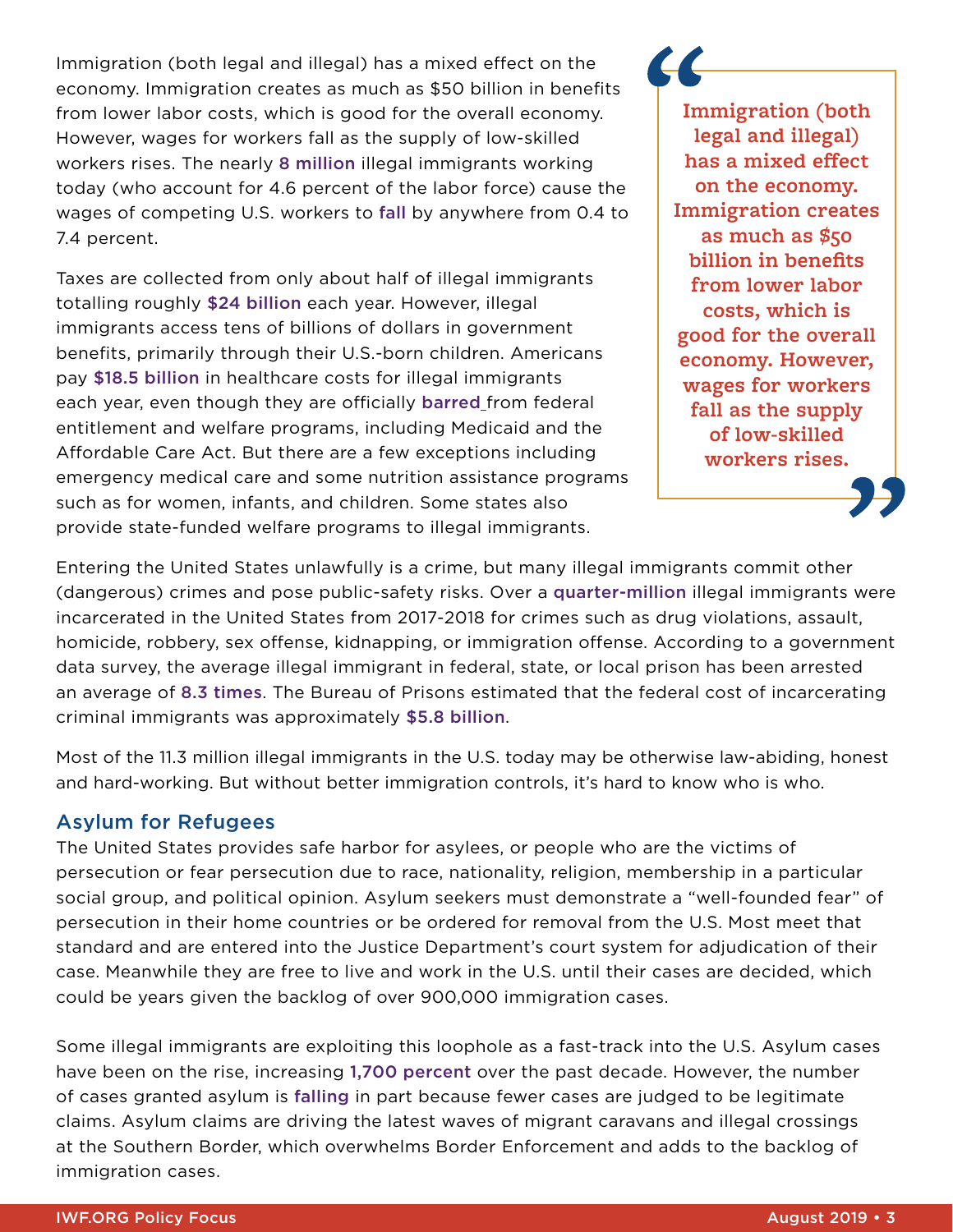Immigration (both legal and illegal) has a mixed effect on the economy. Immigration creates as much as $50 billion in benefits from lower labor costs, which is good for the overall economy. However, wages for workers fall as the supply of low-skilled workers rises. The nearly 8 million illegal immigrants working today (who account for 4.6 percent of the labor force) cause the wages of competing U.S. workers to fall by anywhere from 0.4 to 7.4 percent.

> **Immigration (both legal and illegal) has a mixed effect on the economy. Immigration creates as much as $50 billion in benefits from lower labor costs, which is good for the overall economy. However, wages for workers fall as the supply of low-skilled workers rises.**

Taxes are collected from only about half of illegal immigrants totalling roughly $24 billion each year. However, illegal immigrants access tens of billions of dollars in government benefits, primarily through their U.S.-born children. Americans pay $18.5 billion in healthcare costs for illegal immigrants each year, even though they are officially barred from federal entitlement and welfare programs, including Medicaid and the Affordable Care Act. But there are a few exceptions including emergency medical care and some nutrition assistance programs such as for women, infants, and children. Some states also provide state-funded welfare programs to illegal immigrants.

Entering the United States unlawfully is a crime, but many illegal immigrants commit other (dangerous) crimes and pose public-safety risks. Over a quarter-million illegal immigrants were incarcerated in the United States from 2017-2018 for crimes such as drug violations, assault, homicide, robbery, sex offense, kidnapping, or immigration offense. According to a government data survey, the average illegal immigrant in federal, state, or local prison has been arrested an average of 8.3 times. The Bureau of Prisons estimated that the federal cost of incarcerating criminal immigrants was approximately $5.8 billion.

Most of the 11.3 million illegal immigrants in the U.S. today may be otherwise law-abiding, honest and hard-working. But without better immigration controls, it's hard to know who is who.

## Asylum for Refugees

The United States provides safe harbor for asylees, or people who are the victims of persecution or fear persecution due to race, nationality, religion, membership in a particular social group, and political opinion. Asylum seekers must demonstrate a "well-founded fear" of persecution in their home countries or be ordered for removal from the U.S. Most meet that standard and are entered into the Justice Department's court system for adjudication of their case. Meanwhile they are free to live and work in the U.S. until their cases are decided, which could be years given the backlog of over 900,000 immigration cases.

Some illegal immigrants are exploiting this loophole as a fast-track into the U.S. Asylum cases have been on the rise, increasing 1,700 percent over the past decade. However, the number of cases granted asylum is falling in part because fewer cases are judged to be legitimate claims. Asylum claims are driving the latest waves of migrant caravans and illegal crossings at the Southern Border, which overwhelms Border Enforcement and adds to the backlog of immigration cases.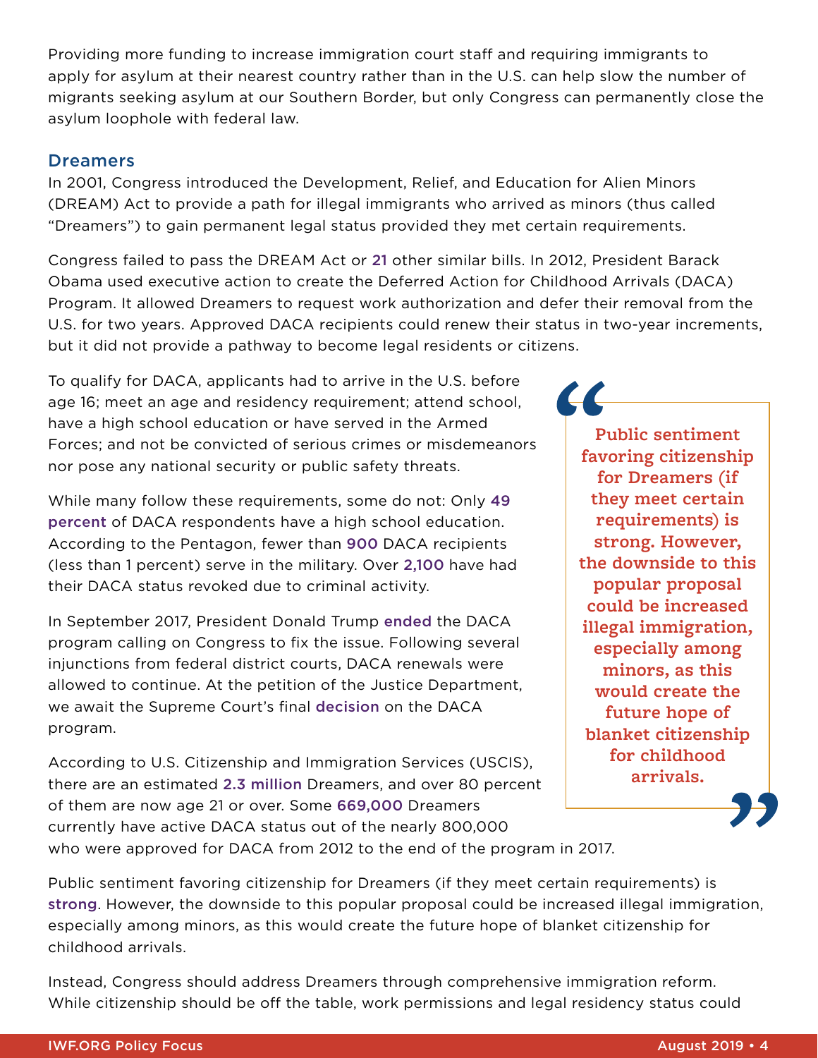Providing more funding to increase immigration court staff and requiring immigrants to apply for asylum at their nearest country rather than in the U.S. can help slow the number of migrants seeking asylum at our Southern Border, but only Congress can permanently close the asylum loophole with federal law.

### Dreamers

In 2001, Congress introduced the Development, Relief, and Education for Alien Minors (DREAM) Act to provide a path for illegal immigrants who arrived as minors (thus called "Dreamers") to gain permanent legal status provided they met certain requirements.

Congress failed to pass the DREAM Act or **21** other similar bills. In 2012, President Barack Obama used executive action to create the Deferred Action for Childhood Arrivals (DACA) Program. It allowed Dreamers to request work authorization and defer their removal from the U.S. for two years. Approved DACA recipients could renew their status in two-year increments, but it did not provide a pathway to become legal residents or citizens.

To qualify for DACA, applicants had to arrive in the U.S. before age 16; meet an age and residency requirement; attend school, have a high school education or have served in the Armed Forces; and not be convicted of serious crimes or misdemeanors nor pose any national security or public safety threats.

While many follow these requirements, some do not: Only **49 percent** of DACA respondents have a high school education. According to the Pentagon, fewer than **900** DACA recipients (less than 1 percent) serve in the military. Over **2,100** have had their DACA status revoked due to criminal activity.

In September 2017, President Donald Trump **ended** the DACA program calling on Congress to fix the issue. Following several injunctions from federal district courts, DACA renewals were allowed to continue. At the petition of the Justice Department, we await the Supreme Court's final **decision** on the DACA program.

According to U.S. Citizenship and Immigration Services (USCIS), there are an estimated **2.3 million** Dreamers, and over 80 percent of them are now age 21 or over. Some **669,000** Dreamers currently have active DACA status out of the nearly 800,000 who were approved for DACA from 2012 to the end of the program in 2017.

> **"Public sentiment favoring citizenship for Dreamers (if they meet certain requirements) is strong. However, the downside to this popular proposal could be increased illegal immigration, especially among minors, as this would create the future hope of blanket citizenship for childhood arrivals."**

Public sentiment favoring citizenship for Dreamers (if they meet certain requirements) is **strong**. However, the downside to this popular proposal could be increased illegal immigration, especially among minors, as this would create the future hope of blanket citizenship for childhood arrivals.

Instead, Congress should address Dreamers through comprehensive immigration reform. While citizenship should be off the table, work permissions and legal residency status could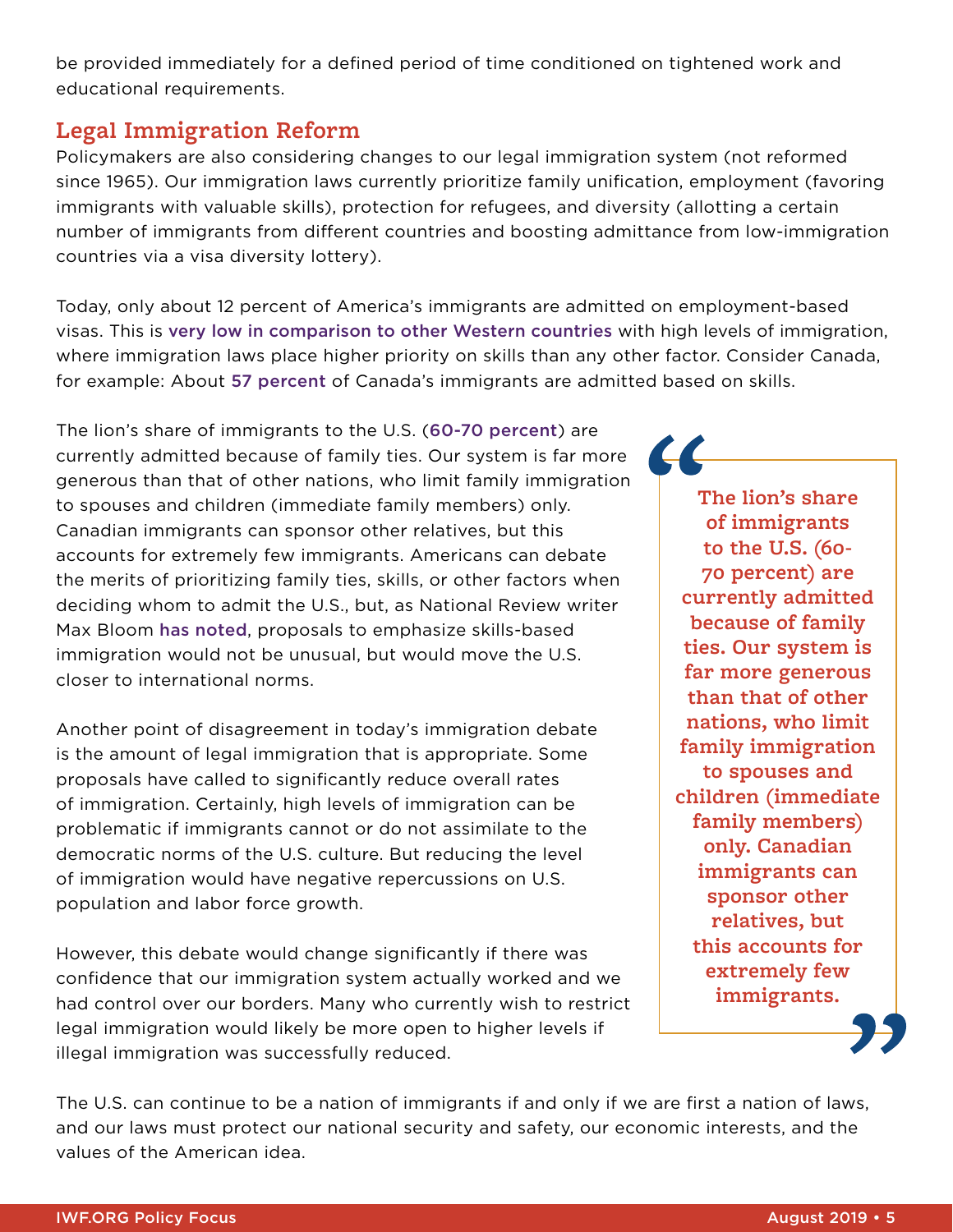be provided immediately for a defined period of time conditioned on tightened work and educational requirements.

## Legal Immigration Reform

Policymakers are also considering changes to our legal immigration system (not reformed since 1965). Our immigration laws currently prioritize family unification, employment (favoring immigrants with valuable skills), protection for refugees, and diversity (allotting a certain number of immigrants from different countries and boosting admittance from low-immigration countries via a visa diversity lottery).

Today, only about 12 percent of America's immigrants are admitted on employment-based visas. This is very low in comparison to other Western countries with high levels of immigration, where immigration laws place higher priority on skills than any other factor. Consider Canada, for example: About 57 percent of Canada's immigrants are admitted based on skills.

The lion's share of immigrants to the U.S. (60-70 percent) are currently admitted because of family ties. Our system is far more generous than that of other nations, who limit family immigration to spouses and children (immediate family members) only. Canadian immigrants can sponsor other relatives, but this accounts for extremely few immigrants. Americans can debate the merits of prioritizing family ties, skills, or other factors when deciding whom to admit the U.S., but, as National Review writer Max Bloom has noted, proposals to emphasize skills-based immigration would not be unusual, but would move the U.S. closer to international norms.

> **The lion's share of immigrants to the U.S. (60-70 percent) are currently admitted because of family ties. Our system is far more generous than that of other nations, who limit family immigration to spouses and children (immediate family members) only. Canadian immigrants can sponsor other relatives, but this accounts for extremely few immigrants.**

Another point of disagreement in today's immigration debate is the amount of legal immigration that is appropriate. Some proposals have called to significantly reduce overall rates of immigration. Certainly, high levels of immigration can be problematic if immigrants cannot or do not assimilate to the democratic norms of the U.S. culture. But reducing the level of immigration would have negative repercussions on U.S. population and labor force growth.

However, this debate would change significantly if there was confidence that our immigration system actually worked and we had control over our borders. Many who currently wish to restrict legal immigration would likely be more open to higher levels if illegal immigration was successfully reduced.

The U.S. can continue to be a nation of immigrants if and only if we are first a nation of laws, and our laws must protect our national security and safety, our economic interests, and the values of the American idea.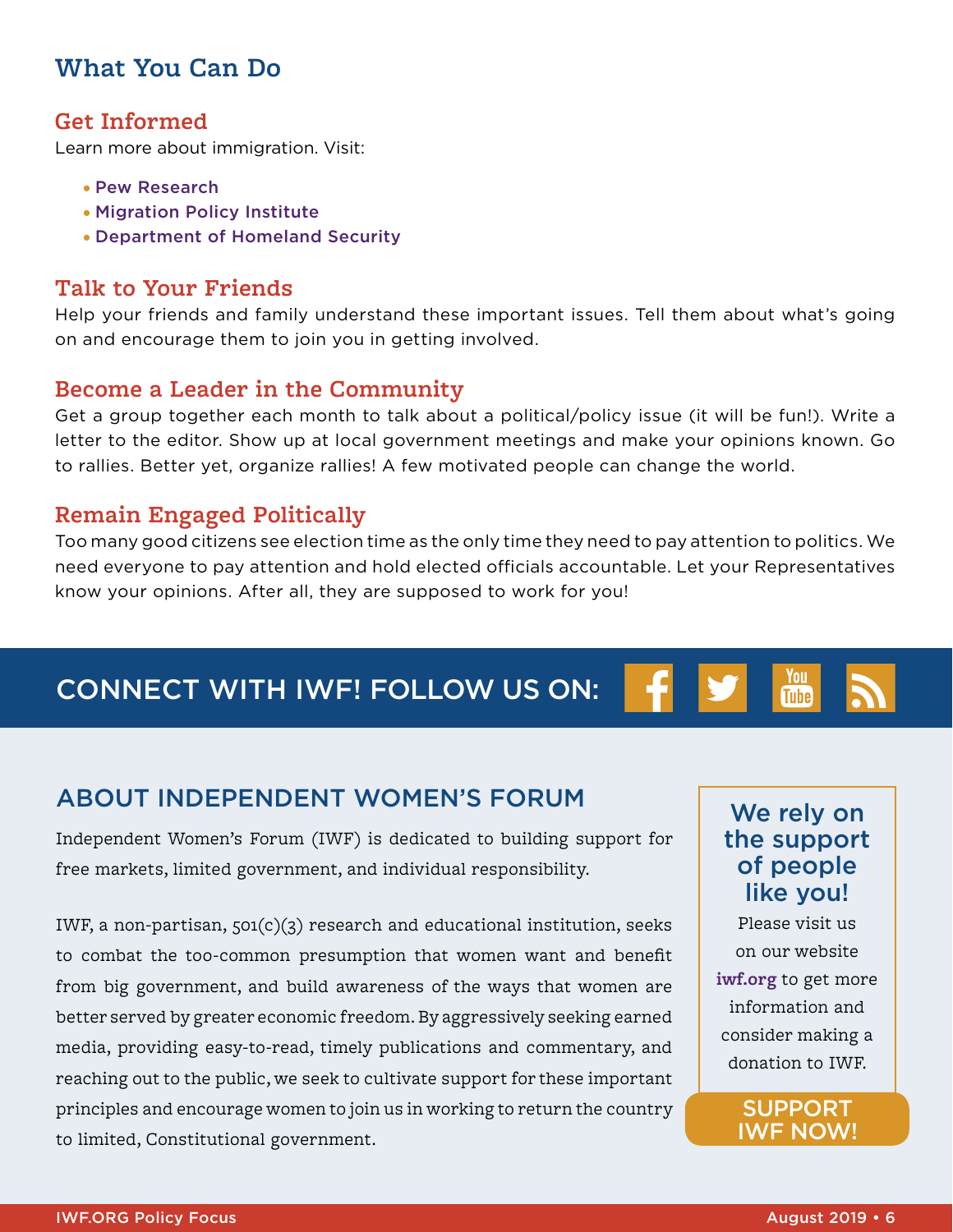## What You Can Do

### Get Informed

Learn more about immigration. Visit:

- Pew Research
- Migration Policy Institute
- Department of Homeland Security

### Talk to Your Friends

Help your friends and family understand these important issues. Tell them about what's going on and encourage them to join you in getting involved.

### Become a Leader in the Community

Get a group together each month to talk about a political/policy issue (it will be fun!). Write a letter to the editor. Show up at local government meetings and make your opinions known. Go to rallies. Better yet, organize rallies! A few motivated people can change the world.

### Remain Engaged Politically

Too many good citizens see election time as the only time they need to pay attention to politics. We need everyone to pay attention and hold elected officials accountable. Let your Representatives know your opinions. After all, they are supposed to work for you!

**CONNECT WITH IWF! FOLLOW US ON:**

## ABOUT INDEPENDENT WOMEN'S FORUM

Independent Women's Forum (IWF) is dedicated to building support for free markets, limited government, and individual responsibility.

IWF, a non-partisan, 501(c)(3) research and educational institution, seeks to combat the too-common presumption that women want and benefit from big government, and build awareness of the ways that women are better served by greater economic freedom. By aggressively seeking earned media, providing easy-to-read, timely publications and commentary, and reaching out to the public, we seek to cultivate support for these important principles and encourage women to join us in working to return the country to limited, Constitutional government.

**We rely on the support of people like you!**

Please visit us on our website **iwf.org** to get more information and consider making a donation to IWF.

**SUPPORT IWF NOW!**